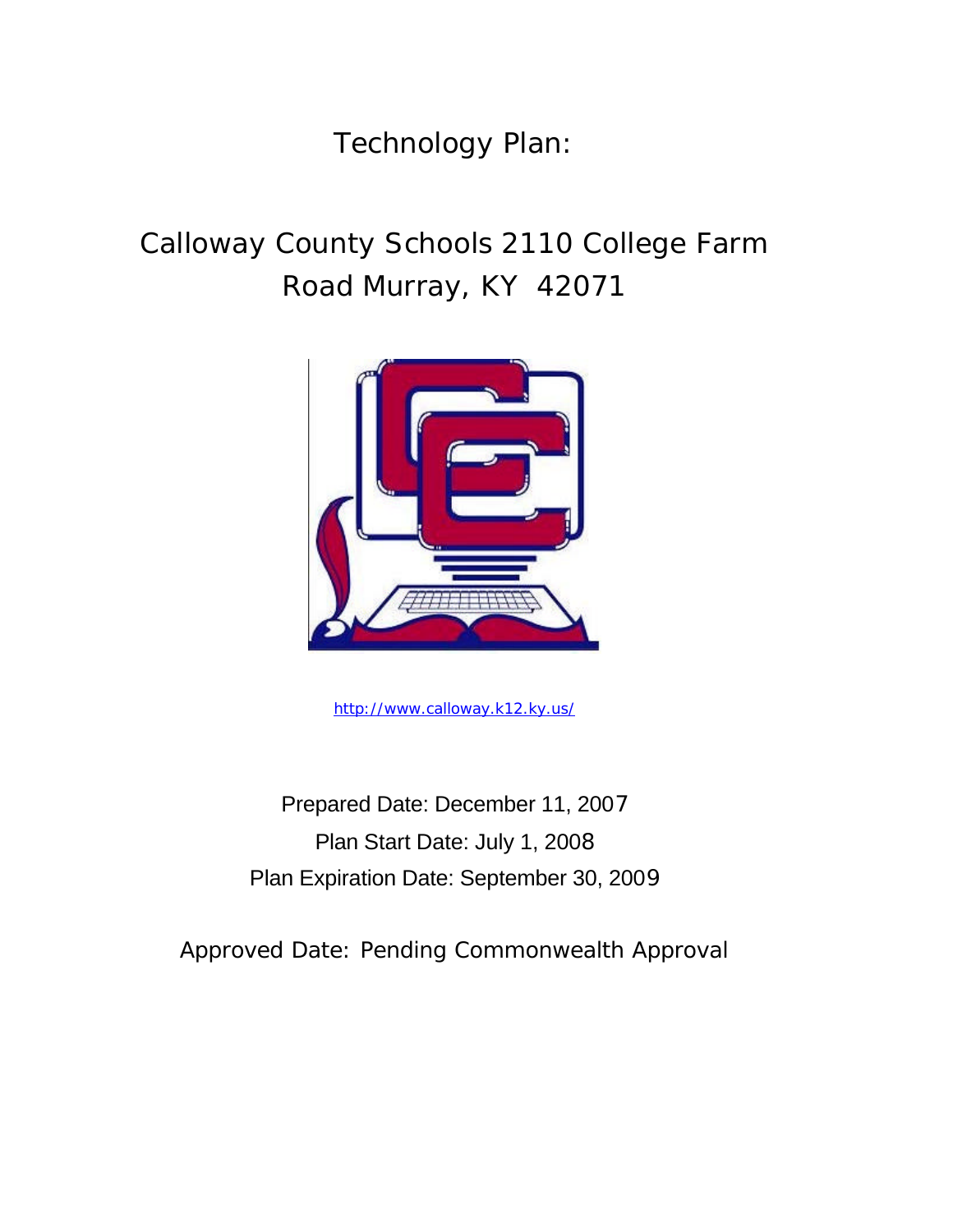# Technology Plan:

## Calloway County Schools 2110 College Farm Road Murray, KY 42071

http://www.calloway.k12.ky.us/

Prepared Date: December 11, 2007

Plan Start Date: July 1, 2008

Plan Expiration Date: September 30, 2009

Approved Date: Pending Commonwealth Approval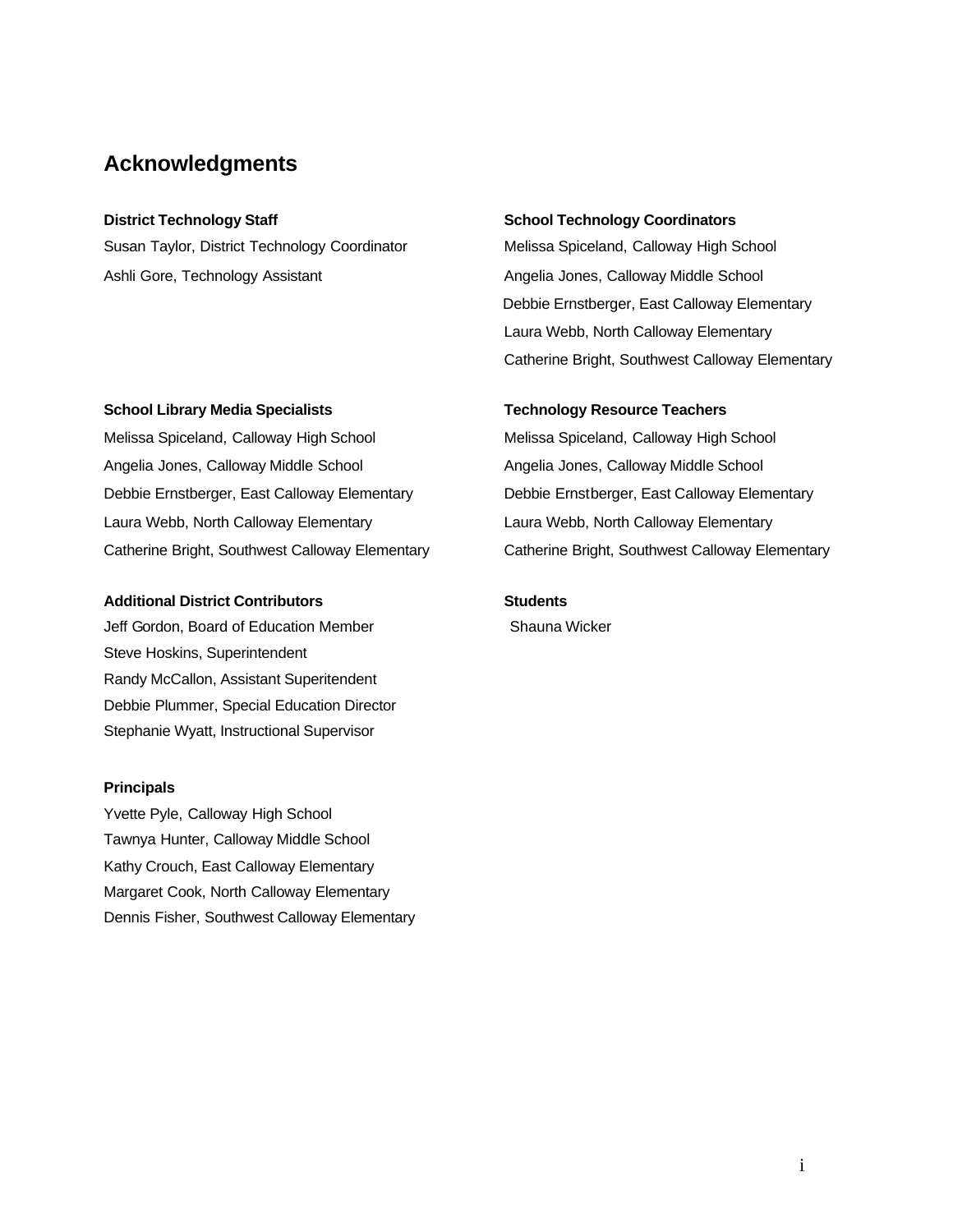# Acknowledgments

**District Technology Staff**

Susan Taylor, District Technology Coordinator
Ashli Gore, Technology Assistant

**School Technology Coordinators**

Melissa Spiceland, Calloway High School
Angelia Jones, Calloway Middle School
Debbie Ernstberger, East Calloway Elementary
Laura Webb, North Calloway Elementary
Catherine Bright, Southwest Calloway Elementary

**School Library Media Specialists**

Melissa Spiceland, Calloway High School
Angelia Jones, Calloway Middle School
Debbie Ernstberger, East Calloway Elementary
Laura Webb, North Calloway Elementary
Catherine Bright, Southwest Calloway Elementary

**Technology Resource Teachers**

Melissa Spiceland, Calloway High School
Angelia Jones, Calloway Middle School
Debbie Ernstberger, East Calloway Elementary
Laura Webb, North Calloway Elementary
Catherine Bright, Southwest Calloway Elementary

**Additional District Contributors**

Jeff Gordon, Board of Education Member
Steve Hoskins, Superintendent
Randy McCallon, Assistant Superitendent
Debbie Plummer, Special Education Director
Stephanie Wyatt, Instructional Supervisor

**Students**

Shauna Wicker

**Principals**

Yvette Pyle, Calloway High School
Tawnya Hunter, Calloway Middle School
Kathy Crouch, East Calloway Elementary
Margaret Cook, North Calloway Elementary
Dennis Fisher, Southwest Calloway Elementary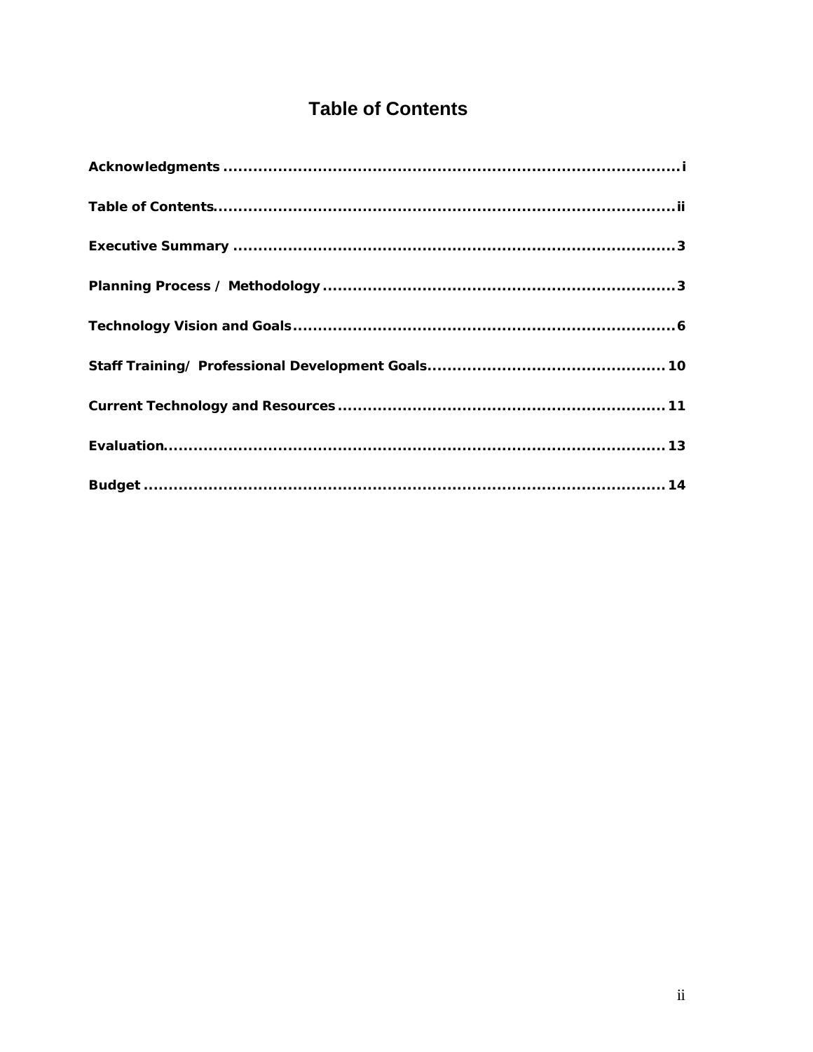# Table of Contents

**Acknowledgments ............................................................................................. i**

**Table of Contents............................................................................................. ii**

**Executive Summary ........................................................................................ 3**

**Planning Process /  Methodology ...................................................................... 3**

**Technology Vision and Goals............................................................................. 6**

**Staff Training/  Professional Development Goals................................................ 10**

**Current Technology and Resources .................................................................. 11**

**Evaluation....................................................................................................... 13**

**Budget ........................................................................................................... 14**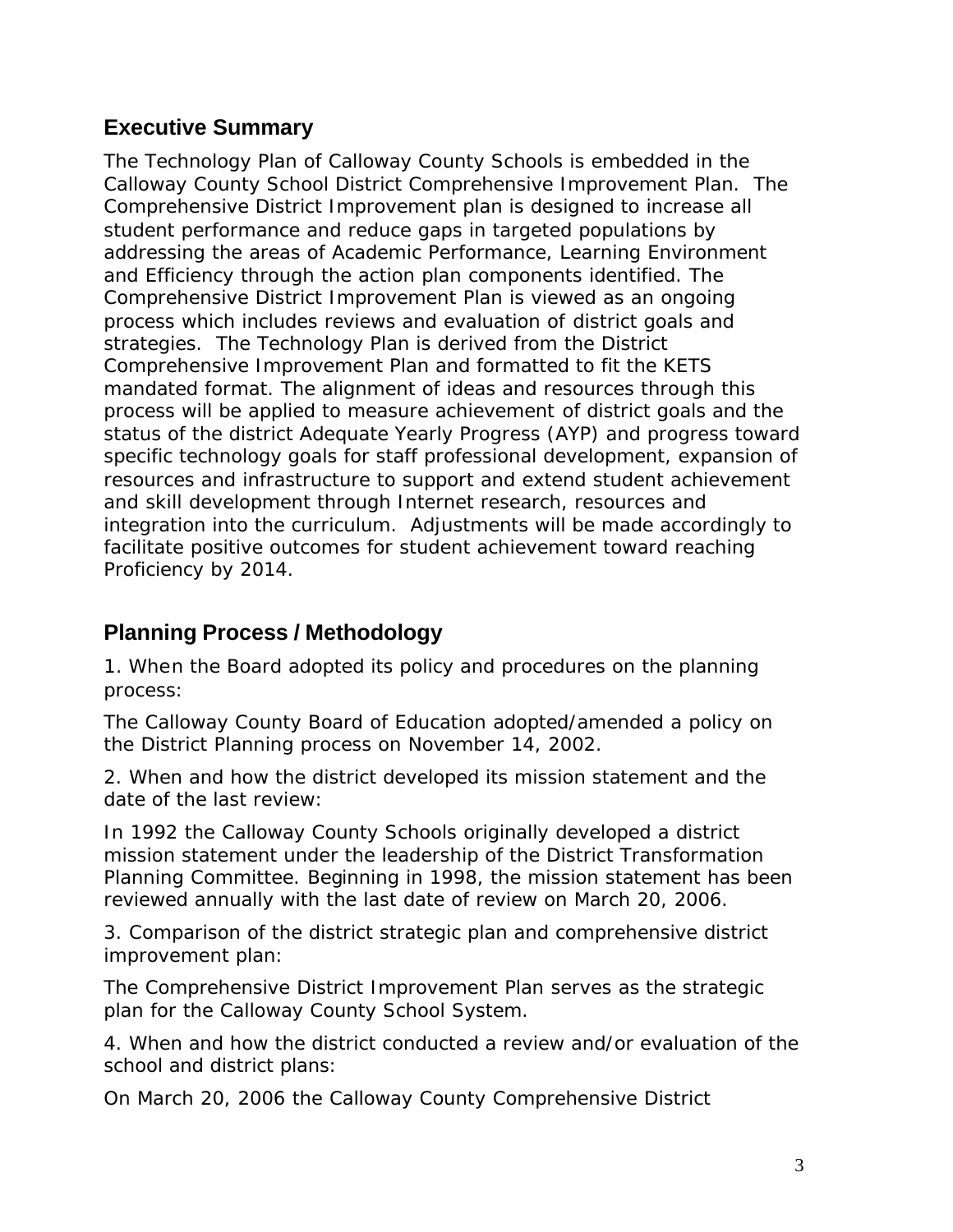## Executive Summary

The Technology Plan of Calloway County Schools is embedded in the Calloway County School District Comprehensive Improvement Plan. The Comprehensive District Improvement plan is designed to increase all student performance and reduce gaps in targeted populations by addressing the areas of Academic Performance, Learning Environment and Efficiency through the action plan components identified. The Comprehensive District Improvement Plan is viewed as an ongoing process which includes reviews and evaluation of district goals and strategies. The Technology Plan is derived from the District Comprehensive Improvement Plan and formatted to fit the KETS mandated format. The alignment of ideas and resources through this process will be applied to measure achievement of district goals and the status of the district Adequate Yearly Progress (AYP) and progress toward specific technology goals for staff professional development, expansion of resources and infrastructure to support and extend student achievement and skill development through Internet research, resources and integration into the curriculum. Adjustments will be made accordingly to facilitate positive outcomes for student achievement toward reaching Proficiency by 2014.

## Planning Process / Methodology

1. When the Board adopted its policy and procedures on the planning process:

The Calloway County Board of Education adopted/amended a policy on the District Planning process on November 14, 2002.

2. When and how the district developed its mission statement and the date of the last review:

In 1992 the Calloway County Schools originally developed a district mission statement under the leadership of the District Transformation Planning Committee. Beginning in 1998, the mission statement has been reviewed annually with the last date of review on March 20, 2006.

3. Comparison of the district strategic plan and comprehensive district improvement plan:

The Comprehensive District Improvement Plan serves as the strategic plan for the Calloway County School System.

4. When and how the district conducted a review and/or evaluation of the school and district plans:

On March 20, 2006 the Calloway County Comprehensive District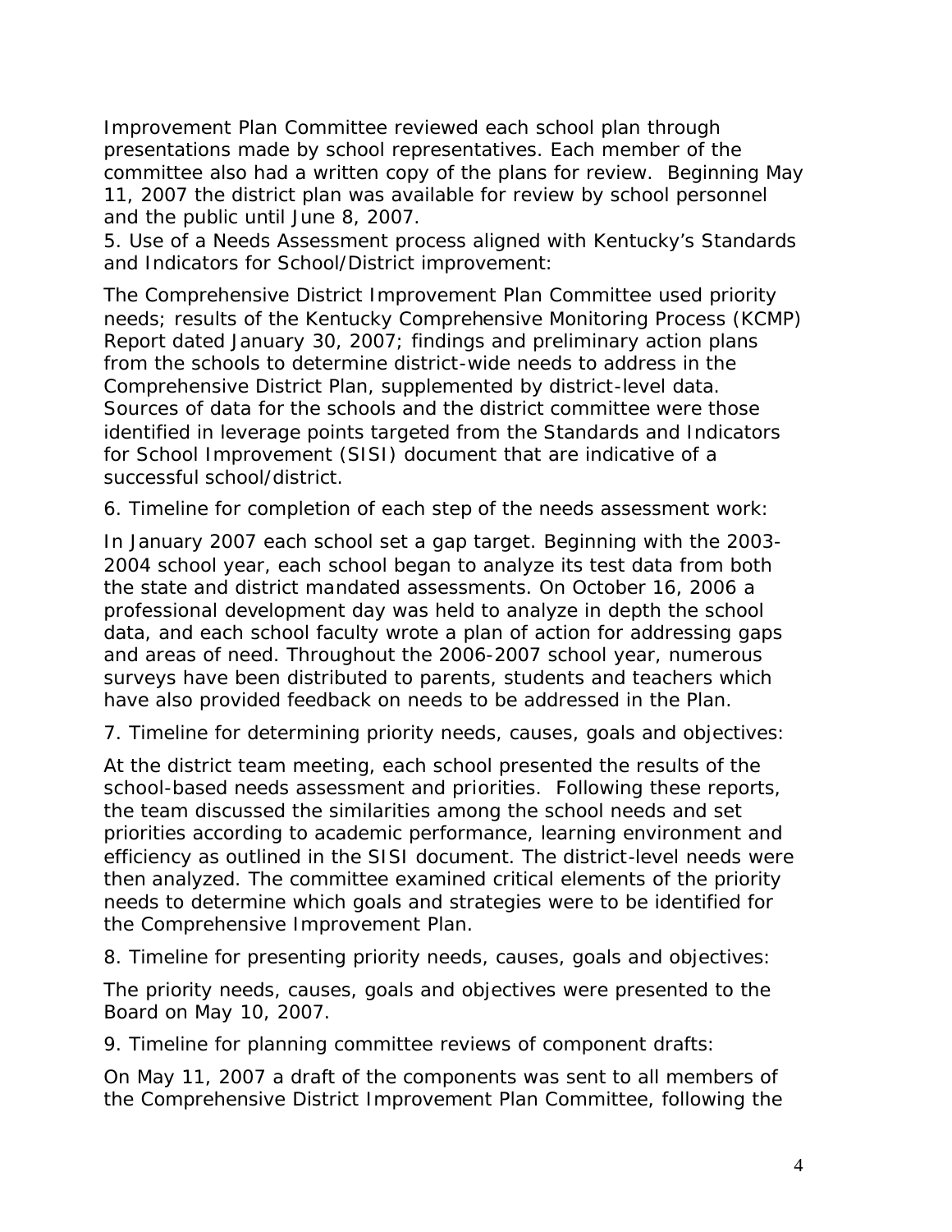Improvement Plan Committee reviewed each school plan through presentations made by school representatives. Each member of the committee also had a written copy of the plans for review. Beginning May 11, 2007 the district plan was available for review by school personnel and the public until June 8, 2007.

5. Use of a Needs Assessment process aligned with Kentucky's Standards and Indicators for School/District improvement:

The Comprehensive District Improvement Plan Committee used priority needs; results of the Kentucky Comprehensive Monitoring Process (KCMP) Report dated January 30, 2007; findings and preliminary action plans from the schools to determine district-wide needs to address in the Comprehensive District Plan, supplemented by district-level data. Sources of data for the schools and the district committee were those identified in leverage points targeted from the Standards and Indicators for School Improvement (SISI) document that are indicative of a successful school/district.

6. Timeline for completion of each step of the needs assessment work:

In January 2007 each school set a gap target. Beginning with the 2003-2004 school year, each school began to analyze its test data from both the state and district mandated assessments. On October 16, 2006 a professional development day was held to analyze in depth the school data, and each school faculty wrote a plan of action for addressing gaps and areas of need. Throughout the 2006-2007 school year, numerous surveys have been distributed to parents, students and teachers which have also provided feedback on needs to be addressed in the Plan.

7. Timeline for determining priority needs, causes, goals and objectives:

At the district team meeting, each school presented the results of the school-based needs assessment and priorities. Following these reports, the team discussed the similarities among the school needs and set priorities according to academic performance, learning environment and efficiency as outlined in the SISI document. The district-level needs were then analyzed. The committee examined critical elements of the priority needs to determine which goals and strategies were to be identified for the Comprehensive Improvement Plan.

8. Timeline for presenting priority needs, causes, goals and objectives:

The priority needs, causes, goals and objectives were presented to the Board on May 10, 2007.

9. Timeline for planning committee reviews of component drafts:

On May 11, 2007 a draft of the components was sent to all members of the Comprehensive District Improvement Plan Committee, following the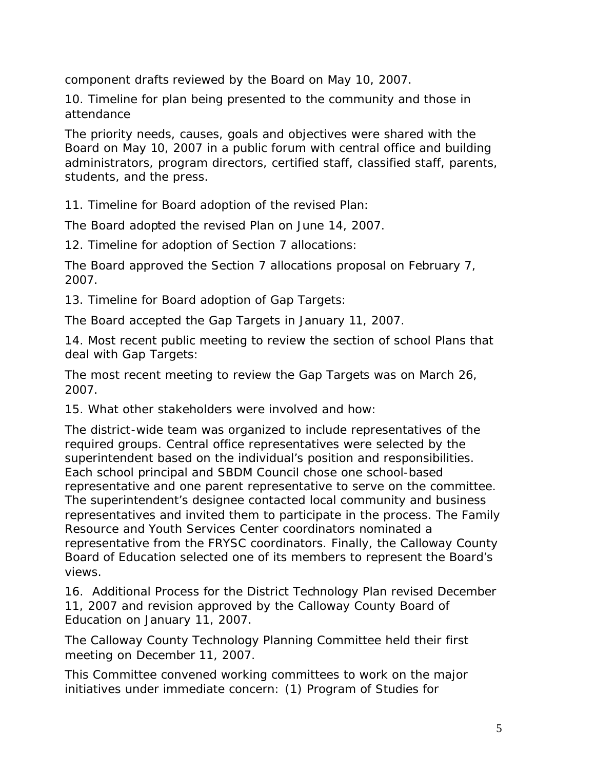component drafts reviewed by the Board on May 10, 2007.

10. Timeline for plan being presented to the community and those in attendance

The priority needs, causes, goals and objectives were shared with the Board on May 10, 2007 in a public forum with central office and building administrators, program directors, certified staff, classified staff, parents, students, and the press.

11. Timeline for Board adoption of the revised Plan:

The Board adopted the revised Plan on June 14, 2007.

12. Timeline for adoption of Section 7 allocations:

The Board approved the Section 7 allocations proposal on February 7, 2007.

13. Timeline for Board adoption of Gap Targets:

The Board accepted the Gap Targets in January 11, 2007.

14. Most recent public meeting to review the section of school Plans that deal with Gap Targets:

The most recent meeting to review the Gap Targets was on March 26, 2007.

15. What other stakeholders were involved and how:

The district-wide team was organized to include representatives of the required groups. Central office representatives were selected by the superintendent based on the individual's position and responsibilities. Each school principal and SBDM Council chose one school-based representative and one parent representative to serve on the committee. The superintendent's designee contacted local community and business representatives and invited them to participate in the process. The Family Resource and Youth Services Center coordinators nominated a representative from the FRYSC coordinators. Finally, the Calloway County Board of Education selected one of its members to represent the Board's views.

16. Additional Process for the District Technology Plan revised December 11, 2007 and revision approved by the Calloway County Board of Education on January 11, 2007.

The Calloway County Technology Planning Committee held their first meeting on December 11, 2007.

This Committee convened working committees to work on the major initiatives under immediate concern: (1) Program of Studies for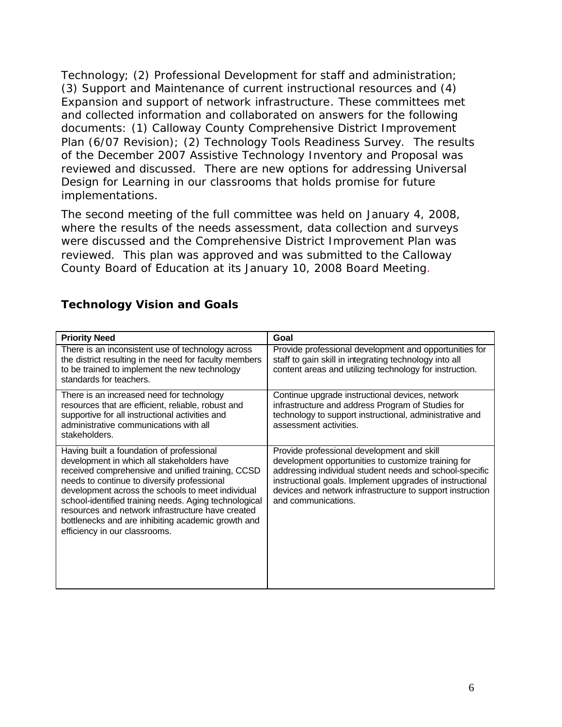Technology; (2) Professional Development for staff and administration; (3) Support and Maintenance of current instructional resources and (4) Expansion and support of network infrastructure. These committees met and collected information and collaborated on answers for the following documents: (1) Calloway County Comprehensive District Improvement Plan (6/07 Revision); (2) Technology Tools Readiness Survey. The results of the December 2007 Assistive Technology Inventory and Proposal was reviewed and discussed. There are new options for addressing Universal Design for Learning in our classrooms that holds promise for future implementations.

The second meeting of the full committee was held on January 4, 2008, where the results of the needs assessment, data collection and surveys were discussed and the Comprehensive District Improvement Plan was reviewed. This plan was approved and was submitted to the Calloway County Board of Education at its January 10, 2008 Board Meeting.

## Technology Vision and Goals

| Priority Need | Goal |
| --- | --- |
| There is an inconsistent use of technology across the district resulting in the need for faculty members to be trained to implement the new technology standards for teachers. | Provide professional development and opportunities for staff to gain skill in integrating technology into all content areas and utilizing technology for instruction. |
| There is an increased need for technology resources that are efficient, reliable, robust and supportive for all instructional activities and administrative communications with all stakeholders. | Continue upgrade instructional devices, network infrastructure and address Program of Studies for technology to support instructional, administrative and assessment activities. |
| Having built a foundation of professional development in which all stakeholders have received comprehensive and unified training, CCSD needs to continue to diversify professional development across the schools to meet individual school-identified training needs. Aging technological resources and network infrastructure have created bottlenecks and are inhibiting academic growth and efficiency in our classrooms. | Provide professional development and skill development opportunities to customize training for addressing individual student needs and school-specific instructional goals. Implement upgrades of instructional devices and network infrastructure to support instruction and communications. |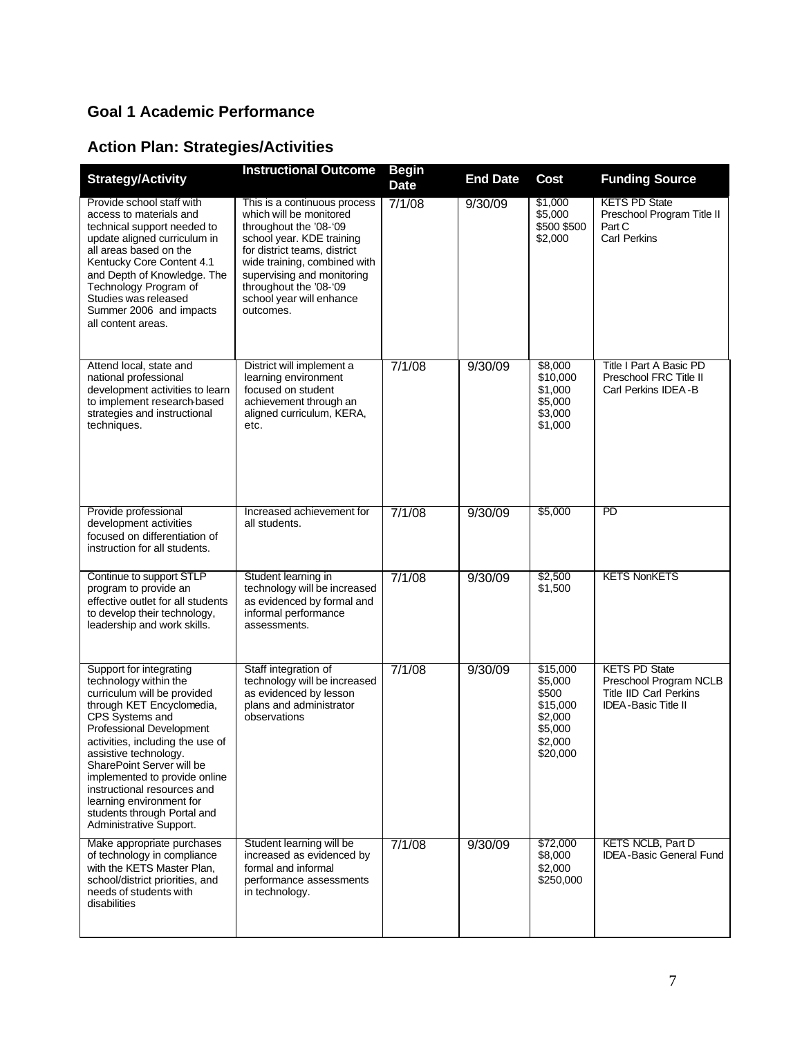## Goal 1 Academic Performance

## Action Plan: Strategies/Activities

| Strategy/Activity | Instructional Outcome | Begin Date | End Date | Cost | Funding Source |
|---|---|---|---|---|---|
| Provide school staff with access to materials and technical support needed to update aligned curriculum in all areas based on the Kentucky Core Content 4.1 and Depth of Knowledge. The Technology Program of Studies was released Summer 2006 and impacts all content areas. | This is a continuous process which will be monitored throughout the '08-'09 school year. KDE training for district teams, district wide training, combined with supervising and monitoring throughout the '08-'09 school year will enhance outcomes. | 7/1/08 | 9/30/09 | \$1,000 \$5,000 \$500 \$500 \$2,000 | KETS PD State Preschool Program Title II Part C Carl Perkins |
| Attend local, state and national professional development activities to learn to implement research-based strategies and instructional techniques. | District will implement a learning environment focused on student achievement through an aligned curriculum, KERA, etc. | 7/1/08 | 9/30/09 | \$8,000 \$10,000 \$1,000 \$5,000 \$3,000 \$1,000 | Title I Part A Basic PD Preschool FRC Title II Carl Perkins IDEA-B |
| Provide professional development activities focused on differentiation of instruction for all students. | Increased achievement for all students. | 7/1/08 | 9/30/09 | \$5,000 | PD |
| Continue to support STLP program to provide an effective outlet for all students to develop their technology, leadership and work skills. | Student learning in technology will be increased as evidenced by formal and informal performance assessments. | 7/1/08 | 9/30/09 | \$2,500 \$1,500 | KETS NonKETS |
| Support for integrating technology within the curriculum will be provided through KET Encyclomedia, CPS Systems and Professional Development activities, including the use of assistive technology. SharePoint Server will be implemented to provide online instructional resources and learning environment for students through Portal and Administrative Support. | Staff integration of technology will be increased as evidenced by lesson plans and administrator observations | 7/1/08 | 9/30/09 | \$15,000 \$5,000 \$500 \$15,000 \$2,000 \$5,000 \$2,000 \$20,000 | KETS PD State Preschool Program NCLB Title IID Carl Perkins IDEA-Basic Title II |
| Make appropriate purchases of technology in compliance with the KETS Master Plan, school/district priorities, and needs of students with disabilities | Student learning will be increased as evidenced by formal and informal performance assessments in technology. | 7/1/08 | 9/30/09 | \$72,000 \$8,000 \$2,000 \$250,000 | KETS NCLB, Part D IDEA-Basic General Fund |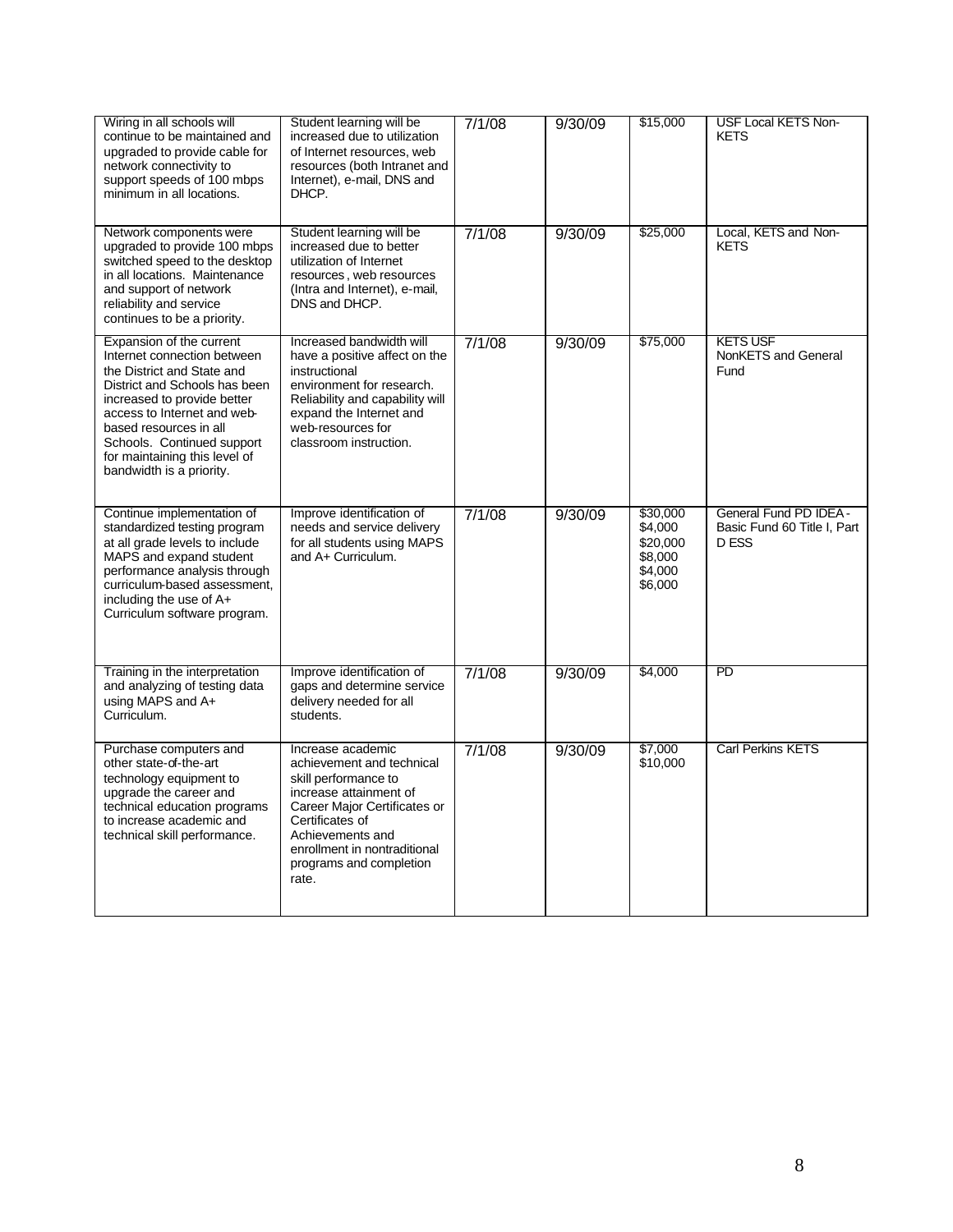| Wiring in all schools will continue to be maintained and upgraded to provide cable for network connectivity to support speeds of 100 mbps minimum in all locations. | Student learning will be increased due to utilization of Internet resources, web resources (both Intranet and Internet), e-mail, DNS and DHCP. | 7/1/08 | 9/30/09 | $15,000 | USF Local KETS Non-KETS |
|---|---|---|---|---|---|
| Network components were upgraded to provide 100 mbps switched speed to the desktop in all locations. Maintenance and support of network reliability and service continues to be a priority. | Student learning will be increased due to better utilization of Internet resources , web resources (Intra and Internet), e-mail, DNS and DHCP. | 7/1/08 | 9/30/09 | $25,000 | Local, KETS and Non-KETS |
| Expansion of the current Internet connection between the District and State and District and Schools has been increased to provide better access to Internet and web-based resources in all Schools. Continued support for maintaining this level of bandwidth is a priority. | Increased bandwidth will have a positive affect on the instructional environment for research. Reliability and capability will expand the Internet and web-resources for classroom instruction. | 7/1/08 | 9/30/09 | $75,000 | KETS USF NonKETS and General Fund |
| Continue implementation of standardized testing program at all grade levels to include MAPS and expand student performance analysis through curriculum-based assessment, including the use of A+ Curriculum software program. | Improve identification of needs and service delivery for all students using MAPS and A+ Curriculum. | 7/1/08 | 9/30/09 | $30,000<br>$4,000<br>$20,000<br>$8,000<br>$4,000<br>$6,000 | General Fund PD IDEA - Basic Fund 60 Title I, Part D ESS |
| Training in the interpretation and analyzing of testing data using MAPS and A+ Curriculum. | Improve identification of gaps and determine service delivery needed for all students. | 7/1/08 | 9/30/09 | $4,000 | PD |
| Purchase computers and other state-of-the-art technology equipment to upgrade the career and technical education programs to increase academic and technical skill performance. | Increase academic achievement and technical skill performance to increase attainment of Career Major Certificates or Certificates of Achievements and enrollment in nontraditional programs and completion rate. | 7/1/08 | 9/30/09 | $7,000<br>$10,000 | Carl Perkins KETS |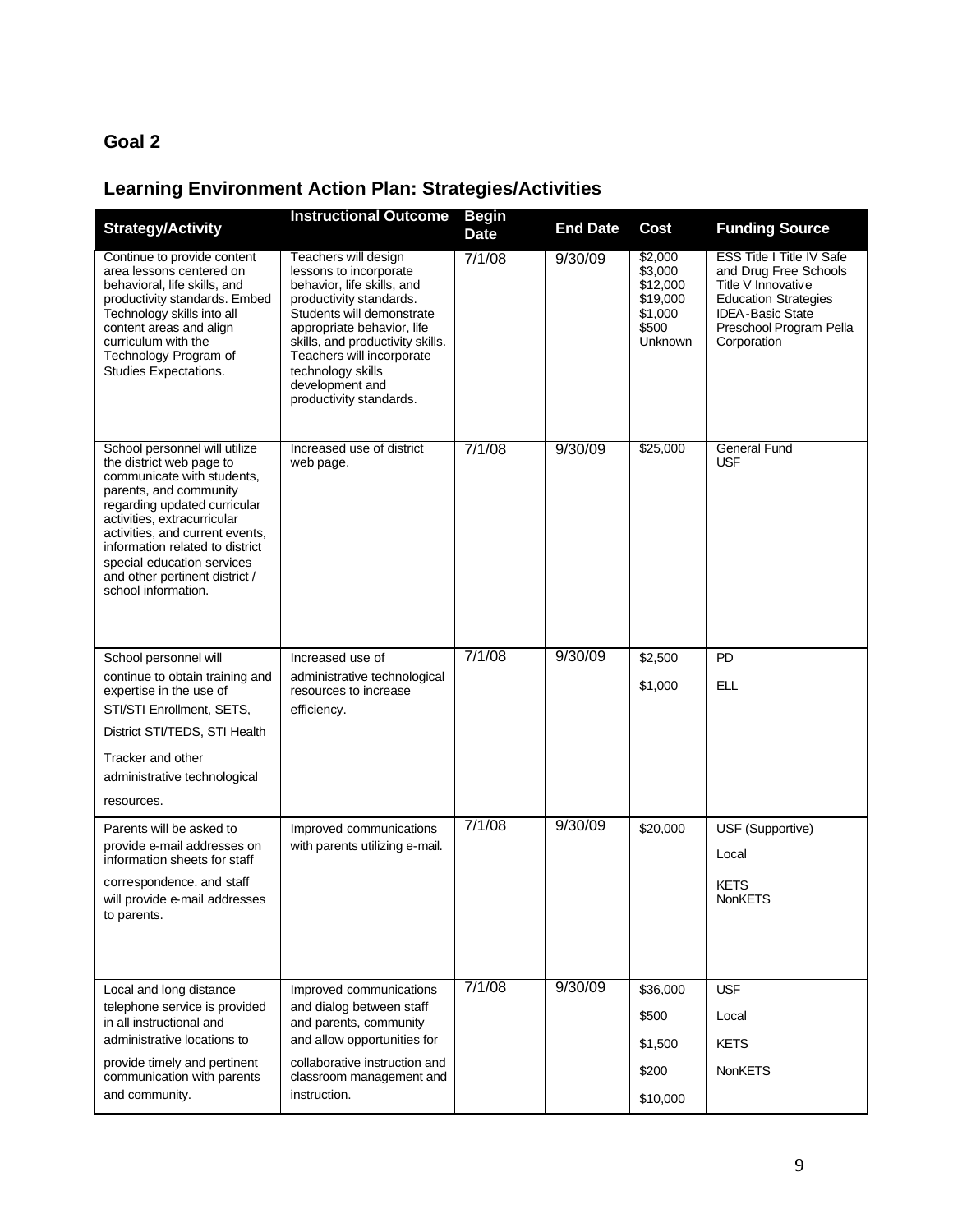## Goal 2

## Learning Environment Action Plan: Strategies/Activities

| Strategy/Activity | Instructional Outcome | Begin Date | End Date | Cost | Funding Source |
|---|---|---|---|---|---|
| Continue to provide content area lessons centered on behavioral, life skills, and productivity standards. Embed Technology skills into all content areas and align curriculum with the Technology Program of Studies Expectations. | Teachers will design lessons to incorporate behavior, life skills, and productivity standards. Students will demonstrate appropriate behavior, life skills, and productivity skills. Teachers will incorporate technology skills development and productivity standards. | 7/1/08 | 9/30/09 | \$2,000<br>\$3,000<br>\$12,000<br>\$19,000<br>\$1,000<br>\$500<br>Unknown | ESS Title I Title IV Safe and Drug Free Schools Title V Innovative Education Strategies IDEA-Basic State Preschool Program Pella Corporation |
| School personnel will utilize the district web page to communicate with students, parents, and community regarding updated curricular activities, extracurricular activities, and current events, information related to district special education services and other pertinent district / school information. | Increased use of district web page. | 7/1/08 | 9/30/09 | \$25,000 | General Fund<br>USF |
| School personnel will continue to obtain training and expertise in the use of STI/STI Enrollment, SETS, District STI/TEDS, STI Health Tracker and other administrative technological resources. | Increased use of administrative technological resources to increase efficiency. | 7/1/08 | 9/30/09 | \$2,500<br>\$1,000 | PD<br>ELL |
| Parents will be asked to provide e-mail addresses on information sheets for staff correspondence. and staff will provide e-mail addresses to parents. | Improved communications with parents utilizing e-mail. | 7/1/08 | 9/30/09 | \$20,000 | USF (Supportive)<br>Local<br>KETS<br>NonKETS |
| Local and long distance telephone service is provided in all instructional and administrative locations to provide timely and pertinent communication with parents and community. | Improved communications and dialog between staff and parents, community and allow opportunities for collaborative instruction and classroom management and instruction. | 7/1/08 | 9/30/09 | \$36,000<br>\$500<br>\$1,500<br>\$200<br>\$10,000 | USF<br>Local<br>KETS<br>NonKETS |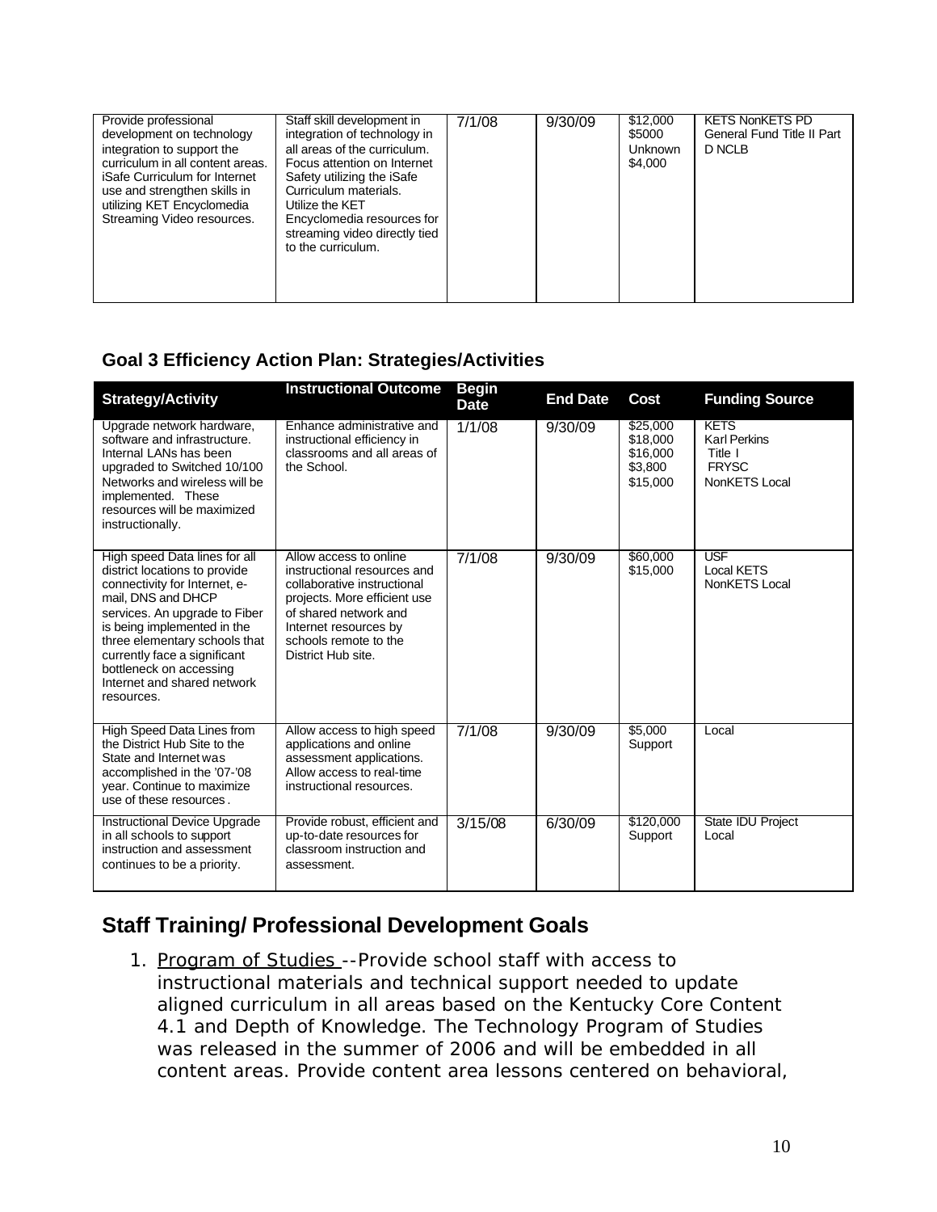| Provide professional development on technology integration to support the curriculum in all content areas. iSafe Curriculum for Internet use and strengthen skills in utilizing KET Encyclomedia Streaming Video resources. | Staff skill development in integration of technology in all areas of the curriculum. Focus attention on Internet Safety utilizing the iSafe Curriculum materials. Utilize the KET Encyclomedia resources for streaming video directly tied to the curriculum. | 7/1/08 | 9/30/09 | $12,000<br>$5000<br>Unknown<br>$4,000 | KETS NonKETS PD<br>General Fund Title II Part D NCLB |
|---|---|---|---|---|---|

### Goal 3 Efficiency Action Plan: Strategies/Activities

| Strategy/Activity | Instructional Outcome | Begin Date | End Date | Cost | Funding Source |
|---|---|---|---|---|---|
| Upgrade network hardware, software and infrastructure. Internal LANs has been upgraded to Switched 10/100 Networks and wireless will be implemented. These resources will be maximized instructionally. | Enhance administrative and instructional efficiency in classrooms and all areas of the School. | 1/1/08 | 9/30/09 | $25,000<br>$18,000<br>$16,000<br>$3,800<br>$15,000 | KETS<br>Karl Perkins<br>Title I<br>FRYSC<br>NonKETS Local |
| High speed Data lines for all district locations to provide connectivity for Internet, e-mail, DNS and DHCP services. An upgrade to Fiber is being implemented in the three elementary schools that currently face a significant bottleneck on accessing Internet and shared network resources. | Allow access to online instructional resources and collaborative instructional projects. More efficient use of shared network and Internet resources by schools remote to the District Hub site. | 7/1/08 | 9/30/09 | $60,000<br>$15,000 | USF<br>Local KETS<br>NonKETS Local |
| High Speed Data Lines from the District Hub Site to the State and Internet was accomplished in the '07-'08 year. Continue to maximize use of these resources. | Allow access to high speed applications and online assessment applications. Allow access to real-time instructional resources. | 7/1/08 | 9/30/09 | $5,000<br>Support | Local |
| Instructional Device Upgrade in all schools to support instruction and assessment continues to be a priority. | Provide robust, efficient and up-to-date resources for classroom instruction and assessment. | 3/15/08 | 6/30/09 | $120,000<br>Support | State IDU Project<br>Local |

## Staff Training/ Professional Development Goals

1. Program of Studies --Provide school staff with access to instructional materials and technical support needed to update aligned curriculum in all areas based on the Kentucky Core Content 4.1 and Depth of Knowledge. The Technology Program of Studies was released in the summer of 2006 and will be embedded in all content areas. Provide content area lessons centered on behavioral,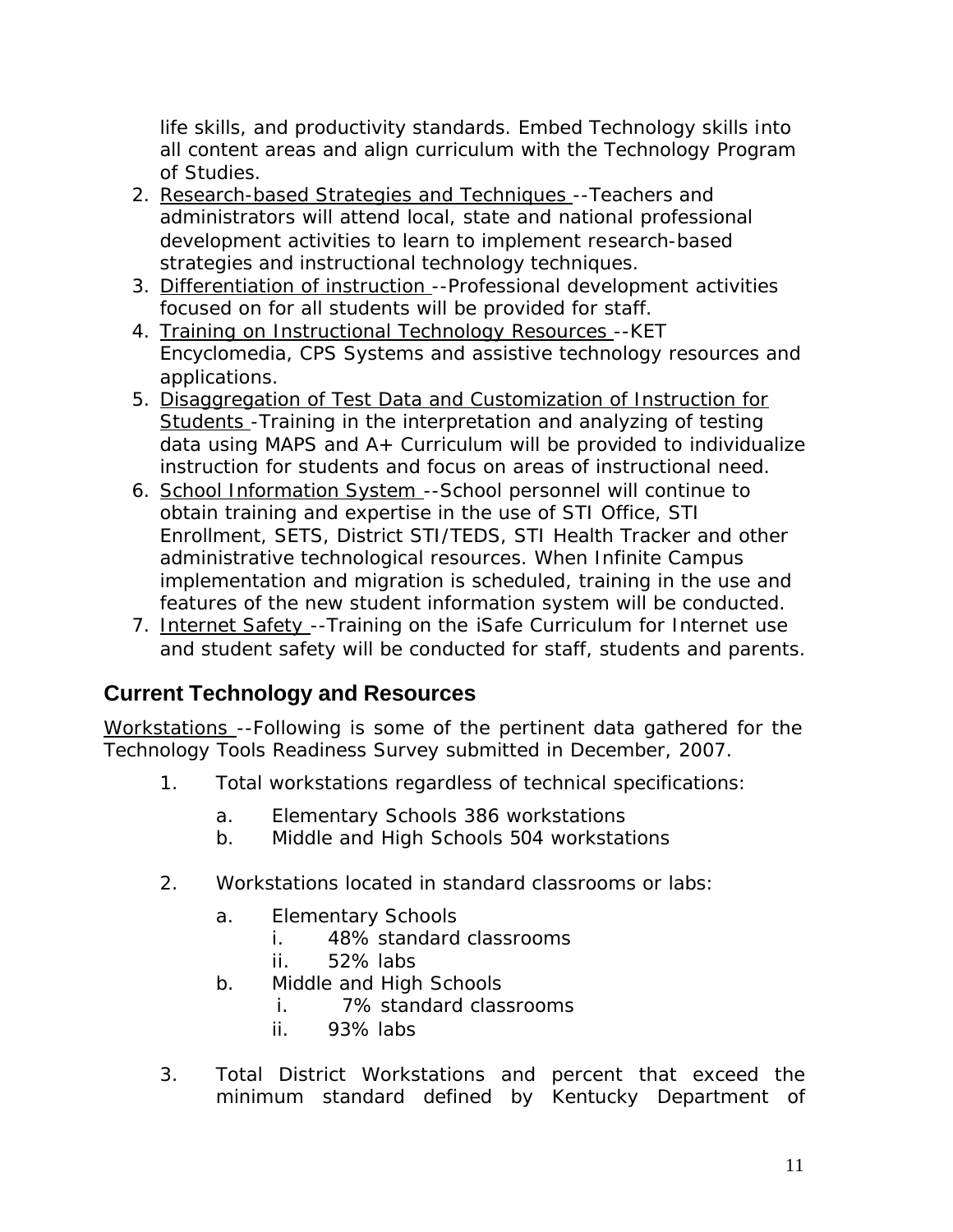life skills, and productivity standards. Embed Technology skills into all content areas and align curriculum with the Technology Program of Studies.

2. Research-based Strategies and Techniques --Teachers and administrators will attend local, state and national professional development activities to learn to implement research-based strategies and instructional technology techniques.
3. Differentiation of instruction --Professional development activities focused on for all students will be provided for staff.
4. Training on Instructional Technology Resources --KET Encyclomedia, CPS Systems and assistive technology resources and applications.
5. Disaggregation of Test Data and Customization of Instruction for Students -Training in the interpretation and analyzing of testing data using MAPS and A+ Curriculum will be provided to individualize instruction for students and focus on areas of instructional need.
6. School Information System --School personnel will continue to obtain training and expertise in the use of STI Office, STI Enrollment, SETS, District STI/TEDS, STI Health Tracker and other administrative technological resources. When Infinite Campus implementation and migration is scheduled, training in the use and features of the new student information system will be conducted.
7. Internet Safety --Training on the iSafe Curriculum for Internet use and student safety will be conducted for staff, students and parents.

## Current Technology and Resources

Workstations --Following is some of the pertinent data gathered for the Technology Tools Readiness Survey submitted in December, 2007.

1. Total workstations regardless of technical specifications:
   a. Elementary Schools 386 workstations
   b. Middle and High Schools 504 workstations

2. Workstations located in standard classrooms or labs:
   a. Elementary Schools
      i. 48% standard classrooms
      ii. 52% labs
   b. Middle and High Schools
      i. 7% standard classrooms
      ii. 93% labs

3. Total District Workstations and percent that exceed the minimum standard defined by Kentucky Department of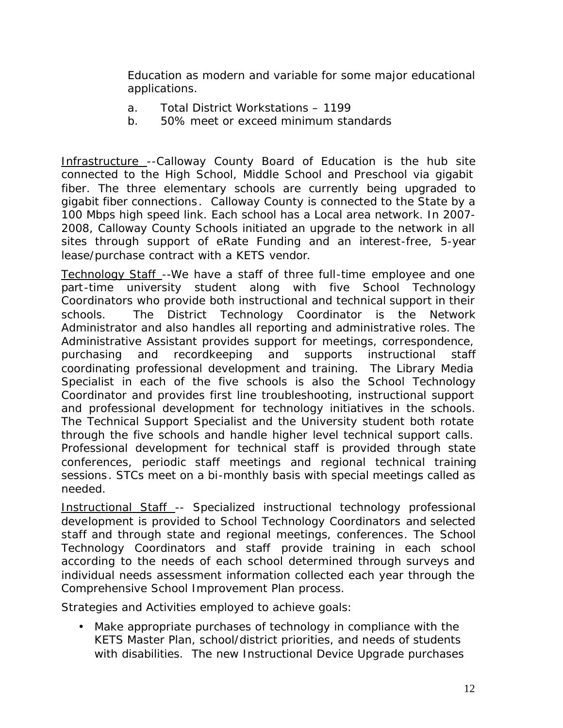Education as modern and variable for some major educational applications.

a. Total District Workstations – 1199
b. 50% meet or exceed minimum standards

Infrastructure --Calloway County Board of Education is the hub site connected to the High School, Middle School and Preschool via gigabit fiber. The three elementary schools are currently being upgraded to gigabit fiber connections. Calloway County is connected to the State by a 100 Mbps high speed link. Each school has a Local area network. In 2007-2008, Calloway County Schools initiated an upgrade to the network in all sites through support of eRate Funding and an interest-free, 5-year lease/purchase contract with a KETS vendor.

Technology Staff --We have a staff of three full-time employee and one part-time university student along with five School Technology Coordinators who provide both instructional and technical support in their schools. The District Technology Coordinator is the Network Administrator and also handles all reporting and administrative roles. The Administrative Assistant provides support for meetings, correspondence, purchasing and recordkeeping and supports instructional staff coordinating professional development and training. The Library Media Specialist in each of the five schools is also the School Technology Coordinator and provides first line troubleshooting, instructional support and professional development for technology initiatives in the schools. The Technical Support Specialist and the University student both rotate through the five schools and handle higher level technical support calls. Professional development for technical staff is provided through state conferences, periodic staff meetings and regional technical training sessions. STCs meet on a bi-monthly basis with special meetings called as needed.

Instructional Staff -- Specialized instructional technology professional development is provided to School Technology Coordinators and selected staff and through state and regional meetings, conferences. The School Technology Coordinators and staff provide training in each school according to the needs of each school determined through surveys and individual needs assessment information collected each year through the Comprehensive School Improvement Plan process.

Strategies and Activities employed to achieve goals:

- Make appropriate purchases of technology in compliance with the KETS Master Plan, school/district priorities, and needs of students with disabilities. The new Instructional Device Upgrade purchases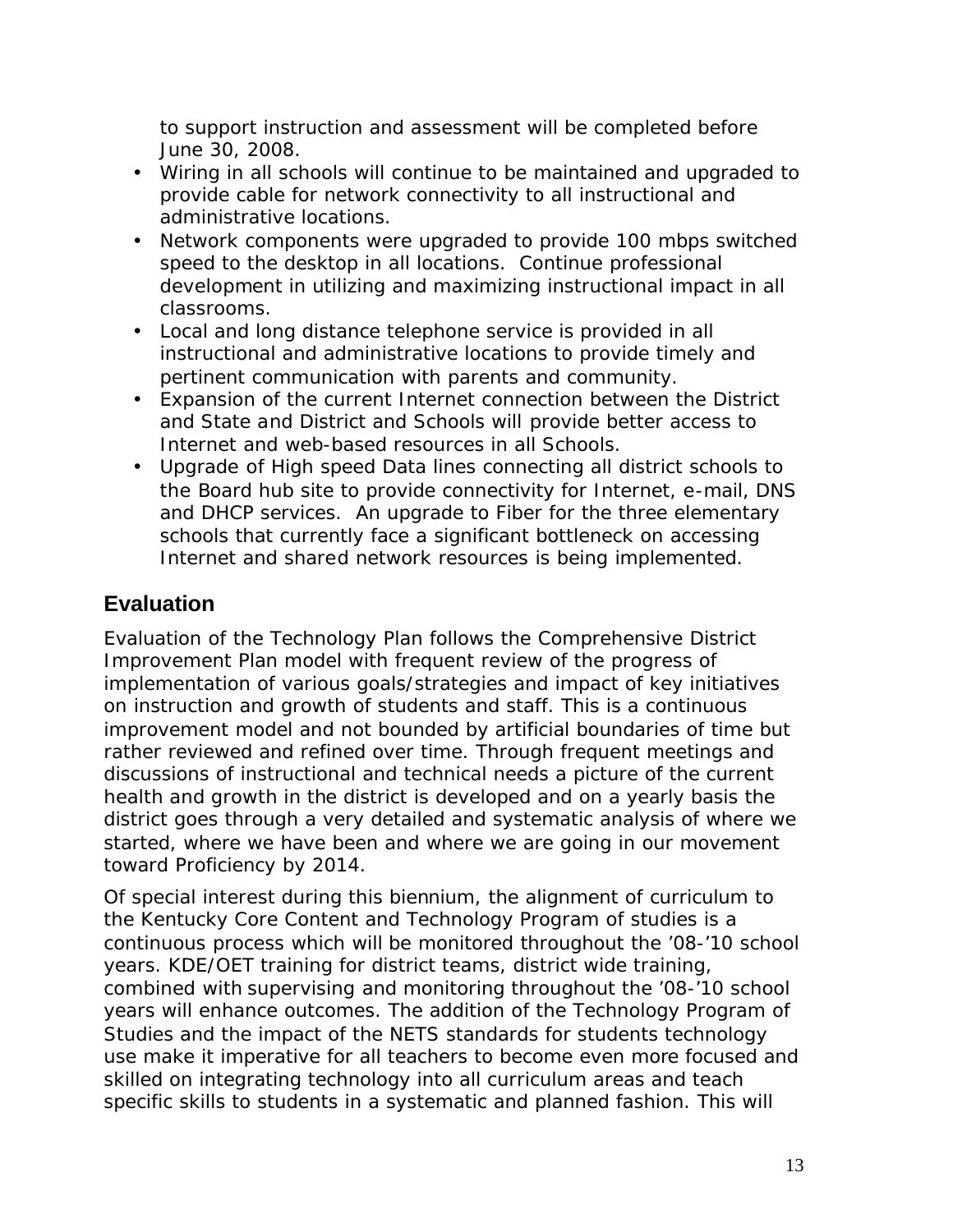to support instruction and assessment will be completed before June 30, 2008.

- Wiring in all schools will continue to be maintained and upgraded to provide cable for network connectivity to all instructional and administrative locations.
- Network components were upgraded to provide 100 mbps switched speed to the desktop in all locations. Continue professional development in utilizing and maximizing instructional impact in all classrooms.
- Local and long distance telephone service is provided in all instructional and administrative locations to provide timely and pertinent communication with parents and community.
- Expansion of the current Internet connection between the District and State and District and Schools will provide better access to Internet and web-based resources in all Schools.
- Upgrade of High speed Data lines connecting all district schools to the Board hub site to provide connectivity for Internet, e-mail, DNS and DHCP services. An upgrade to Fiber for the three elementary schools that currently face a significant bottleneck on accessing Internet and shared network resources is being implemented.

## Evaluation

Evaluation of the Technology Plan follows the Comprehensive District Improvement Plan model with frequent review of the progress of implementation of various goals/strategies and impact of key initiatives on instruction and growth of students and staff. This is a continuous improvement model and not bounded by artificial boundaries of time but rather reviewed and refined over time. Through frequent meetings and discussions of instructional and technical needs a picture of the current health and growth in the district is developed and on a yearly basis the district goes through a very detailed and systematic analysis of where we started, where we have been and where we are going in our movement toward Proficiency by 2014.

Of special interest during this biennium, the alignment of curriculum to the Kentucky Core Content and Technology Program of studies is a continuous process which will be monitored throughout the '08-'10 school years. KDE/OET training for district teams, district wide training, combined with supervising and monitoring throughout the '08-'10 school years will enhance outcomes. The addition of the Technology Program of Studies and the impact of the NETS standards for students technology use make it imperative for all teachers to become even more focused and skilled on integrating technology into all curriculum areas and teach specific skills to students in a systematic and planned fashion. This will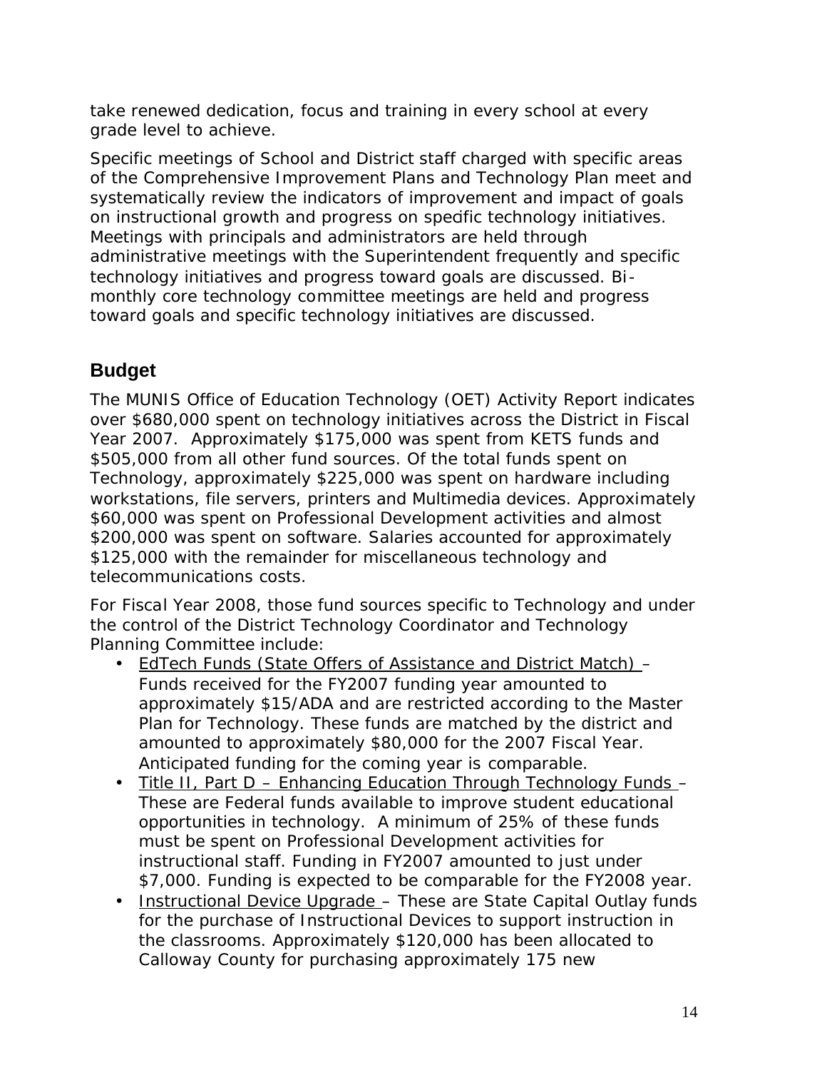take renewed dedication, focus and training in every school at every grade level to achieve.

Specific meetings of School and District staff charged with specific areas of the Comprehensive Improvement Plans and Technology Plan meet and systematically review the indicators of improvement and impact of goals on instructional growth and progress on specific technology initiatives. Meetings with principals and administrators are held through administrative meetings with the Superintendent frequently and specific technology initiatives and progress toward goals are discussed. Bi-monthly core technology committee meetings are held and progress toward goals and specific technology initiatives are discussed.

## Budget

The MUNIS Office of Education Technology (OET) Activity Report indicates over $680,000 spent on technology initiatives across the District in Fiscal Year 2007. Approximately $175,000 was spent from KETS funds and $505,000 from all other fund sources. Of the total funds spent on Technology, approximately $225,000 was spent on hardware including workstations, file servers, printers and Multimedia devices. Approximately $60,000 was spent on Professional Development activities and almost $200,000 was spent on software. Salaries accounted for approximately $125,000 with the remainder for miscellaneous technology and telecommunications costs.

For Fiscal Year 2008, those fund sources specific to Technology and under the control of the District Technology Coordinator and Technology Planning Committee include:

- <u>EdTech Funds (State Offers of Assistance and District Match)</u> – Funds received for the FY2007 funding year amounted to approximately $15/ADA and are restricted according to the Master Plan for Technology. These funds are matched by the district and amounted to approximately $80,000 for the 2007 Fiscal Year. Anticipated funding for the coming year is comparable.
- <u>Title II, Part D – Enhancing Education Through Technology Funds</u> – These are Federal funds available to improve student educational opportunities in technology. A minimum of 25% of these funds must be spent on Professional Development activities for instructional staff. Funding in FY2007 amounted to just under $7,000. Funding is expected to be comparable for the FY2008 year.
- <u>Instructional Device Upgrade</u> – These are State Capital Outlay funds for the purchase of Instructional Devices to support instruction in the classrooms. Approximately $120,000 has been allocated to Calloway County for purchasing approximately 175 new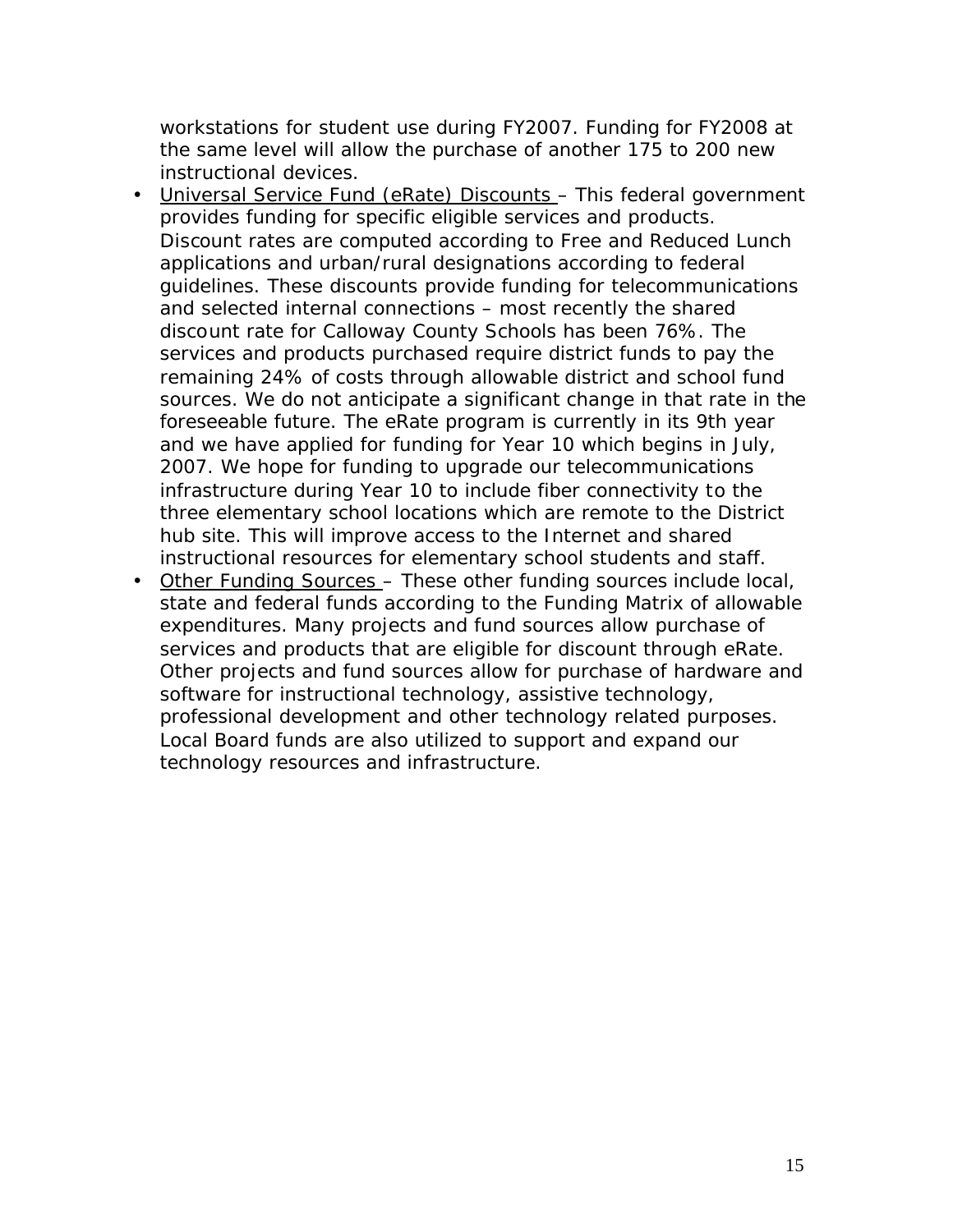workstations for student use during FY2007. Funding for FY2008 at the same level will allow the purchase of another 175 to 200 new instructional devices.

- Universal Service Fund (eRate) Discounts – This federal government provides funding for specific eligible services and products. Discount rates are computed according to Free and Reduced Lunch applications and urban/rural designations according to federal guidelines. These discounts provide funding for telecommunications and selected internal connections – most recently the shared discount rate for Calloway County Schools has been 76%. The services and products purchased require district funds to pay the remaining 24% of costs through allowable district and school fund sources. We do not anticipate a significant change in that rate in the foreseeable future. The eRate program is currently in its 9th year and we have applied for funding for Year 10 which begins in July, 2007. We hope for funding to upgrade our telecommunications infrastructure during Year 10 to include fiber connectivity to the three elementary school locations which are remote to the District hub site. This will improve access to the Internet and shared instructional resources for elementary school students and staff.
- Other Funding Sources – These other funding sources include local, state and federal funds according to the Funding Matrix of allowable expenditures. Many projects and fund sources allow purchase of services and products that are eligible for discount through eRate. Other projects and fund sources allow for purchase of hardware and software for instructional technology, assistive technology, professional development and other technology related purposes. Local Board funds are also utilized to support and expand our technology resources and infrastructure.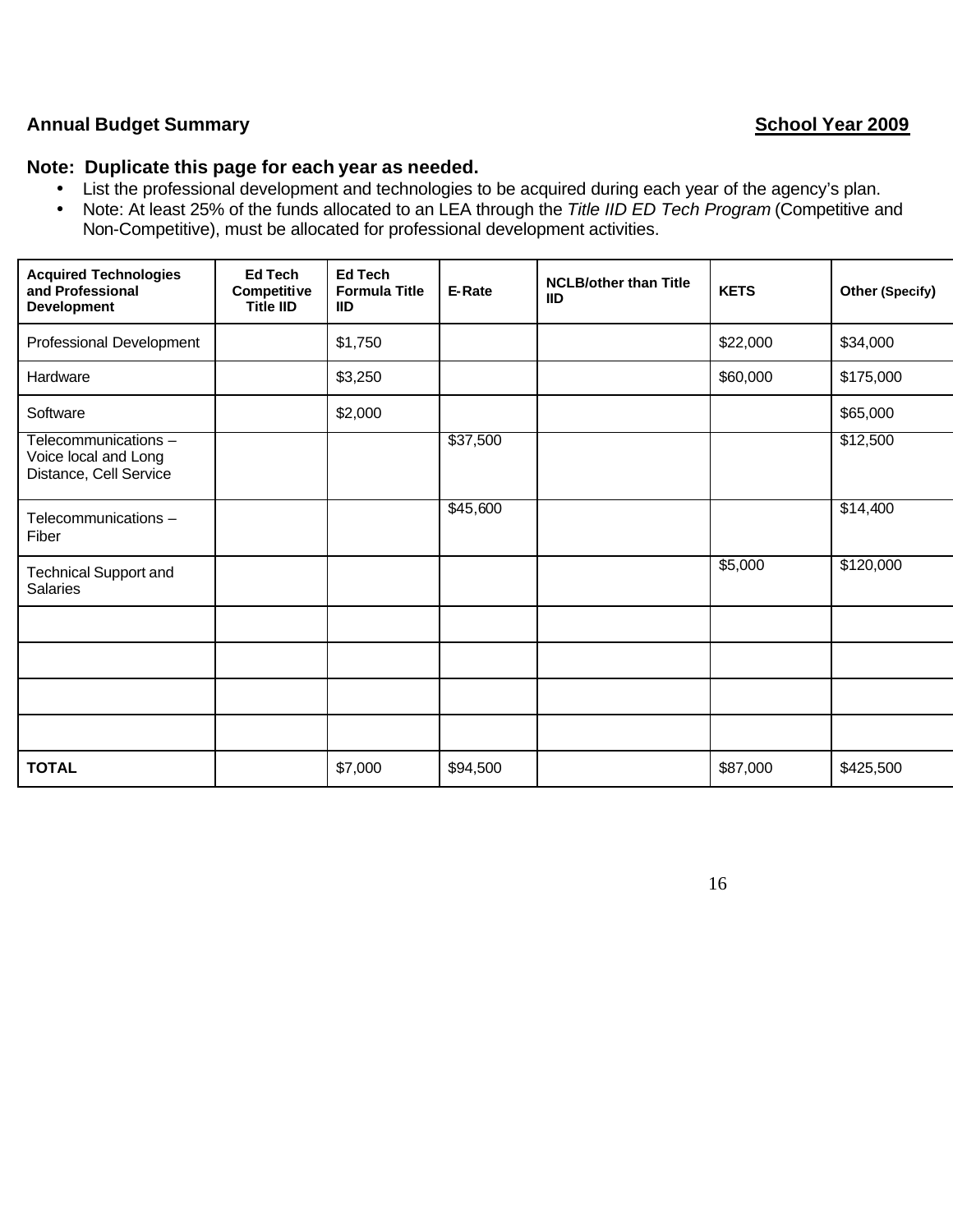**Annual Budget Summary** **School Year 2009**

**Note: Duplicate this page for each year as needed.**

- List the professional development and technologies to be acquired during each year of the agency's plan.
- Note: At least 25% of the funds allocated to an LEA through the *Title IID ED Tech Program* (Competitive and Non-Competitive), must be allocated for professional development activities.

| Acquired Technologies and Professional Development | Ed Tech Competitive Title IID | Ed Tech Formula Title IID | E-Rate | NCLB/other than Title IID | KETS | Other (Specify) |
|---|---|---|---|---|---|---|
| Professional Development | | $1,750 | | | $22,000 | $34,000 |
| Hardware | | $3,250 | | | $60,000 | $175,000 |
| Software | | $2,000 | | | | $65,000 |
| Telecommunications – Voice local and Long Distance, Cell Service | | | $37,500 | | | $12,500 |
| Telecommunications – Fiber | | | $45,600 | | | $14,400 |
| Technical Support and Salaries | | | | | $5,000 | $120,000 |
| | | | | | | |
| | | | | | | |
| | | | | | | |
| | | | | | | |
| **TOTAL** | | $7,000 | $94,500 | | $87,000 | $425,500 |